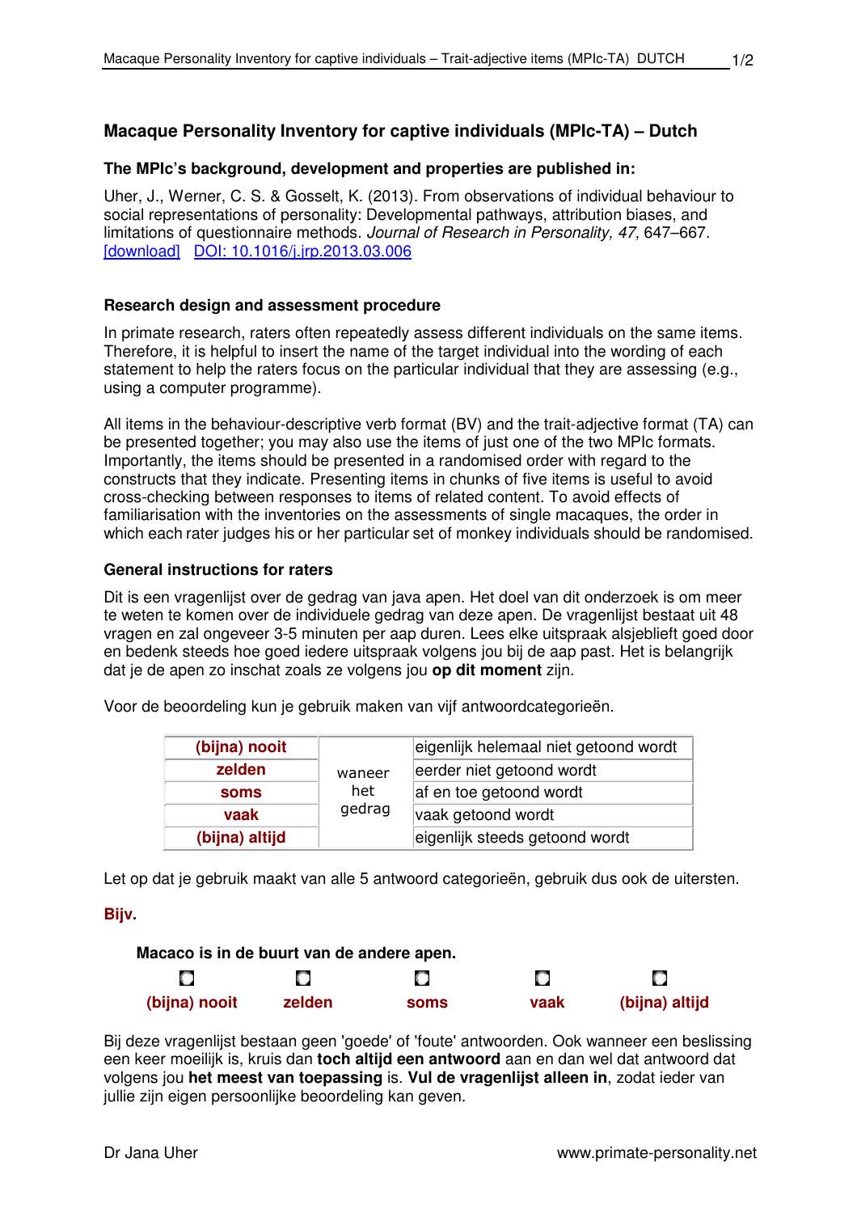# Macaque Personality Inventory for captive individuals (MPIc-TA) – Dutch

### The MPIc's background, development and properties are published in:

Uher, J., Werner, C. S. & Gosselt, K. (2013). From observations of individual behaviour to social representations of personality: Developmental pathways, attribution biases, and limitations of questionnaire methods. *Journal of Research in Personality, 47,* 647–667. [download] DOI: 10.1016/j.jrp.2013.03.006

### Research design and assessment procedure

In primate research, raters often repeatedly assess different individuals on the same items. Therefore, it is helpful to insert the name of the target individual into the wording of each statement to help the raters focus on the particular individual that they are assessing (e.g., using a computer programme).

All items in the behaviour-descriptive verb format (BV) and the trait-adjective format (TA) can be presented together; you may also use the items of just one of the two MPIc formats. Importantly, the items should be presented in a randomised order with regard to the constructs that they indicate. Presenting items in chunks of five items is useful to avoid cross-checking between responses to items of related content. To avoid effects of familiarisation with the inventories on the assessments of single macaques, the order in which each rater judges his or her particular set of monkey individuals should be randomised.

### General instructions for raters

Dit is een vragenlijst over de gedrag van java apen. Het doel van dit onderzoek is om meer te weten te komen over de individuele gedrag van deze apen. De vragenlijst bestaat uit 48 vragen en zal ongeveer 3-5 minuten per aap duren. Lees elke uitspraak alsjeblieft goed door en bedenk steeds hoe goed iedere uitspraak volgens jou bij de aap past. Het is belangrijk dat je de apen zo inschat zoals ze volgens jou **op dit moment** zijn.

Voor de beoordeling kun je gebruik maken van vijf antwoordcategorieën.

| | | |
|---|---|---|
| **(bijna) nooit** | waneer het gedrag | eigenlijk helemaal niet getoond wordt |
| **zelden** | | eerder niet getoond wordt |
| **soms** | | af en toe getoond wordt |
| **vaak** | | vaak getoond wordt |
| **(bijna) altijd** | | eigenlijk steeds getoond wordt |

Let op dat je gebruik maakt van alle 5 antwoord categorieën, gebruik dus ook de uitersten.

**Bijv.**

**Macaco is in de buurt van de andere apen.**

| ○ | ○ | ○ | ○ | ○ |
|---|---|---|---|---|
| **(bijna) nooit** | **zelden** | **soms** | **vaak** | **(bijna) altijd** |

Bij deze vragenlijst bestaan geen 'goede' of 'foute' antwoorden. Ook wanneer een beslissing een keer moeilijk is, kruis dan **toch altijd een antwoord** aan en dan wel dat antwoord dat volgens jou **het meest van toepassing** is. **Vul de vragenlijst alleen in**, zodat ieder van jullie zijn eigen persoonlijke beoordeling kan geven.

Dr Jana Uher www.primate-personality.net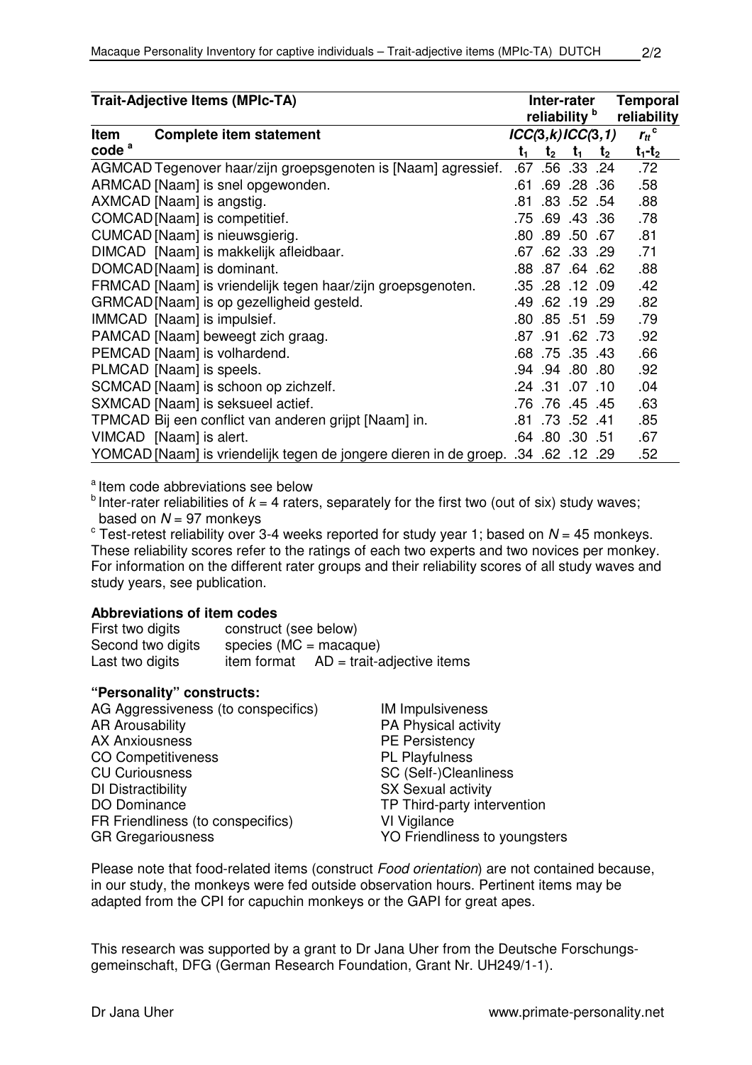| Trait-Adjective Items (MPIc-TA) | | Inter-rater reliability [b] | | | | Temporal reliability |
|---|---|---|---|---|---|---|
| Item code [a] | Complete item statement | *ICC(3,k)* | | *ICC(3,1)* | | $r_{tt}$ [c] |
| | | $t_1$ | $t_2$ | $t_1$ | $t_2$ | $t_1$-$t_2$ |
| AGMCAD | Tegenover haar/zijn groepsgenoten is [Naam] agressief. | .67 | .56 | .33 | .24 | .72 |
| ARMCAD | [Naam] is snel opgewonden. | .61 | .69 | .28 | .36 | .58 |
| AXMCAD | [Naam] is angstig. | .81 | .83 | .52 | .54 | .88 |
| COMCAD | [Naam] is competitief. | .75 | .69 | .43 | .36 | .78 |
| CUMCAD | [Naam] is nieuwsgierig. | .80 | .89 | .50 | .67 | .81 |
| DIMCAD | [Naam] is makkelijk afleidbaar. | .67 | .62 | .33 | .29 | .71 |
| DOMCAD | [Naam] is dominant. | .88 | .87 | .64 | .62 | .88 |
| FRMCAD | [Naam] is vriendelijk tegen haar/zijn groepsgenoten. | .35 | .28 | .12 | .09 | .42 |
| GRMCAD | [Naam] is op gezelligheid gesteld. | .49 | .62 | .19 | .29 | .82 |
| IMMCAD | [Naam] is impulsief. | .80 | .85 | .51 | .59 | .79 |
| PAMCAD | [Naam] beweegt zich graag. | .87 | .91 | .62 | .73 | .92 |
| PEMCAD | [Naam] is volhardend. | .68 | .75 | .35 | .43 | .66 |
| PLMCAD | [Naam] is speels. | .94 | .94 | .80 | .80 | .92 |
| SCMCAD | [Naam] is schoon op zichzelf. | .24 | .31 | .07 | .10 | .04 |
| SXMCAD | [Naam] is seksueel actief. | .76 | .76 | .45 | .45 | .63 |
| TPMCAD | Bij een conflict van anderen grijpt [Naam] in. | .81 | .73 | .52 | .41 | .85 |
| VIMCAD | [Naam] is alert. | .64 | .80 | .30 | .51 | .67 |
| YOMCAD | [Naam] is vriendelijk tegen de jongere dieren in de groep. | .34 | .62 | .12 | .29 | .52 |

[a] Item code abbreviations see below

[b] Inter-rater reliabilities of $k = 4$ raters, separately for the first two (out of six) study waves; based on $N = 97$ monkeys

[c] Test-retest reliability over 3-4 weeks reported for study year 1; based on $N = 45$ monkeys. These reliability scores refer to the ratings of each two experts and two novices per monkey. For information on the different rater groups and their reliability scores of all study waves and study years, see publication.

**Abbreviations of item codes**

| | |
|---|---|
| First two digits | construct (see below) |
| Second two digits | species (MC = macaque) |
| Last two digits | item format AD = trait-adjective items |

**"Personality" constructs:**

AG Aggressiveness (to conspecifics)
AR Arousability
AX Anxiousness
CO Competitiveness
CU Curiousness
DI Distractibility
DO Dominance
FR Friendliness (to conspecifics)
GR Gregariousness
IM Impulsiveness
PA Physical activity
PE Persistency
PL Playfulness
SC (Self-)Cleanliness
SX Sexual activity
TP Third-party intervention
VI Vigilance
YO Friendliness to youngsters

Please note that food-related items (construct *Food orientation*) are not contained because, in our study, the monkeys were fed outside observation hours. Pertinent items may be adapted from the CPI for capuchin monkeys or the GAPI for great apes.

This research was supported by a grant to Dr Jana Uher from the Deutsche Forschungsgemeinschaft, DFG (German Research Foundation, Grant Nr. UH249/1-1).

Dr Jana Uher www.primate-personality.net